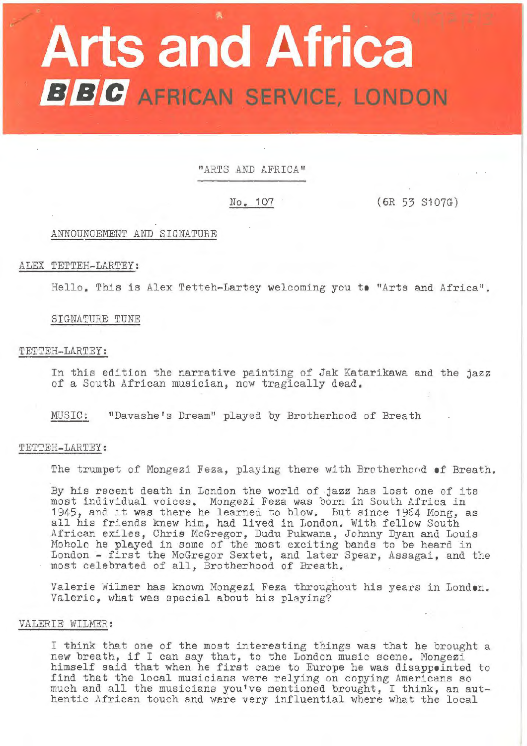# Arts and Africa

## BBC AFRICAN SERVICE, LONDON

"ARTS AND AFRICA"

No. 107 (6R 53 S107G)

ANNOUNCEMENT AND SIGNATURE

ALEX TETTEH-LARTEY:

Hello. This is Alex Tetteh-Lartey welcoming you to "Arts and Africa".

SIGNATURE TUNE

TETTEH-LARTEY:

In this edition the narrative painting of Jak Katarikawa and the jazz of a South African musician, now tragically dead.

MUSIC: "Davashe's Dream" played by Brotherhood of Breath

TETTEH-LARTEY:

The trumpet of Mongezi Feza, playing there with Brotherhood of Breath.

By his recent death in London the world of jazz has lost one of its most individual voices. Mongezi Feza was born in South Africa in 1945, and it was there he learned to blow. But since 1964 Mong, as all his friends knew him, had lived in London. With fellow South African exiles, Chris McGregor, Dudu Pukwana, Johnny Dyan and Louis Moholo he played in some of the most exciting bands to be heard in London - first the McGregor Sextet, and later Spear, Assagai, and the most celebrated of all, Brotherhood of Breath.

Valerie Wilmer has known Mongezi Feza throughout his years in London. Valerie, what was special about his playing?

VALERIE WILMER:

I think that one of the most interesting things was that he brought a new breath, if I can say that, to the London music scene. Mongezi himself said that when he first came to Europe he was disappointed to find that the local musicians were relying on copying Americans so much and all the musicians you've mentioned brought, I think, an authentic African touch and were very influential where what the local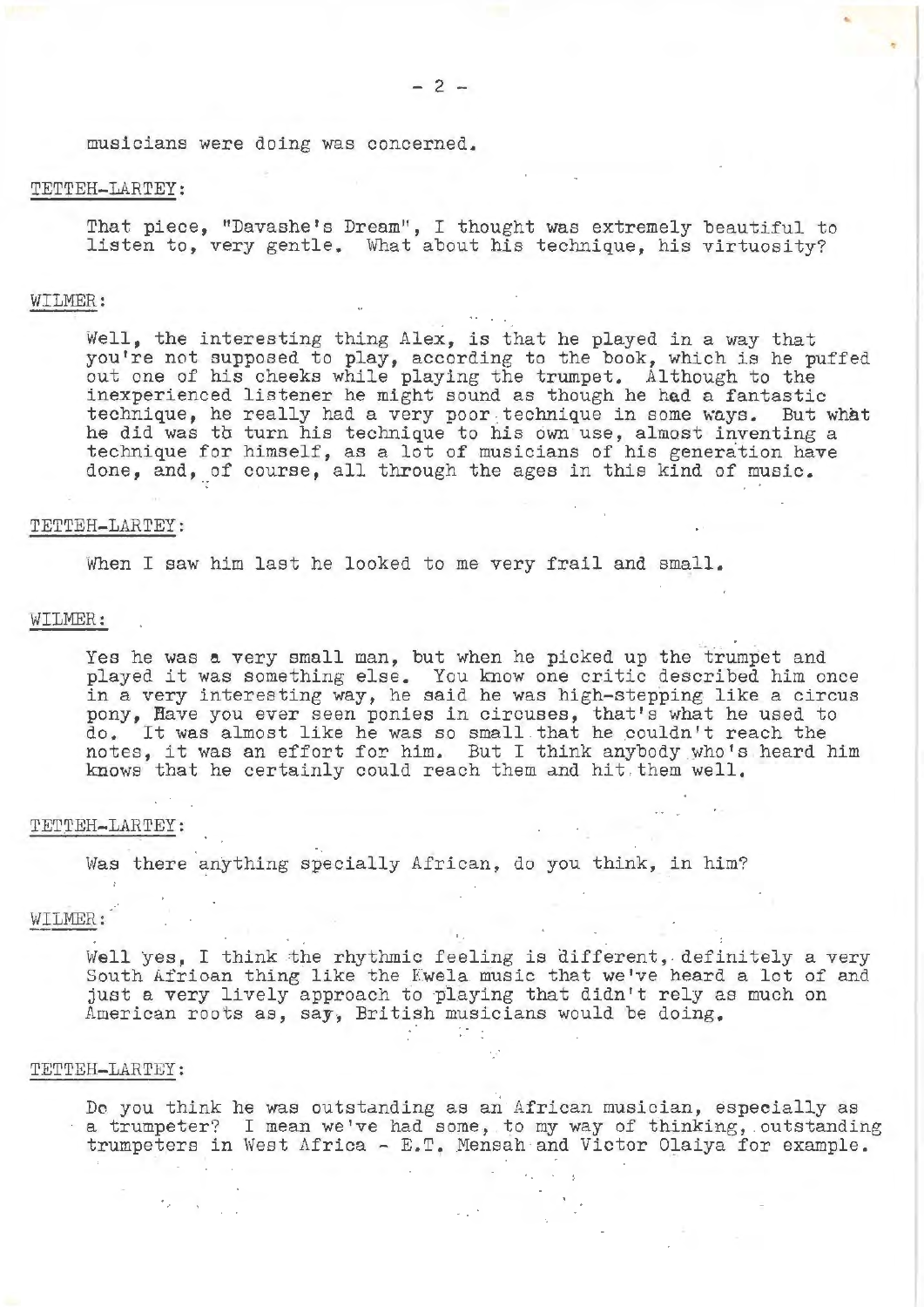musicians were doing was concerned.

TETTEH-LARTEY:

That piece, "Davashe's Dream", I thought was extremely beautiful to listen to, very gentle. What about his technique, his virtuosity?

WILMER:

Well, the interesting thing Alex, is that he played in a way that you're not supposed to play, according to the book, which is he puffed out one of his cheeks while playing the trumpet. Although to the inexperienced listener he might sound as though he had a fantastic technique, he really had a very poor technique in some ways. But what he did was to turn his technique to his own use, almost inventing a technique for himself, as a lot of musicians of his generation have done, and, of course, all through the ages in this kind of music.

TETTEH-LARTEY:

When I saw him last he looked to me very frail and small.

WILMER:

Yes he was a very small man, but when he picked up the trumpet and played it was something else. You know one critic described him once in a very interesting way, he said he was high-stepping like a circus pony, Have you ever seen ponies in circuses, that's what he used to do. It was almost like he was so small that he couldn't reach the notes, it was an effort for him. But I think anybody who's heard him knows that he certainly could reach them and hit them well.

TETTEH-LARTEY:

Was there anything specially African, do you think, in him?

WILMER:

Well yes, I think the rhythmic feeling is different, definitely a very South African thing like the Kwela music that we've heard a lot of and just a very lively approach to playing that didn't rely as much on American roots as, say, British musicians would be doing.

TETTEH-LARTEY:

Do you think he was outstanding as an African musician, especially as a trumpeter? I mean we've had some, to my way of thinking, outstanding trumpeters in West Africa - E.T. Mensah and Victor Olaiya for example.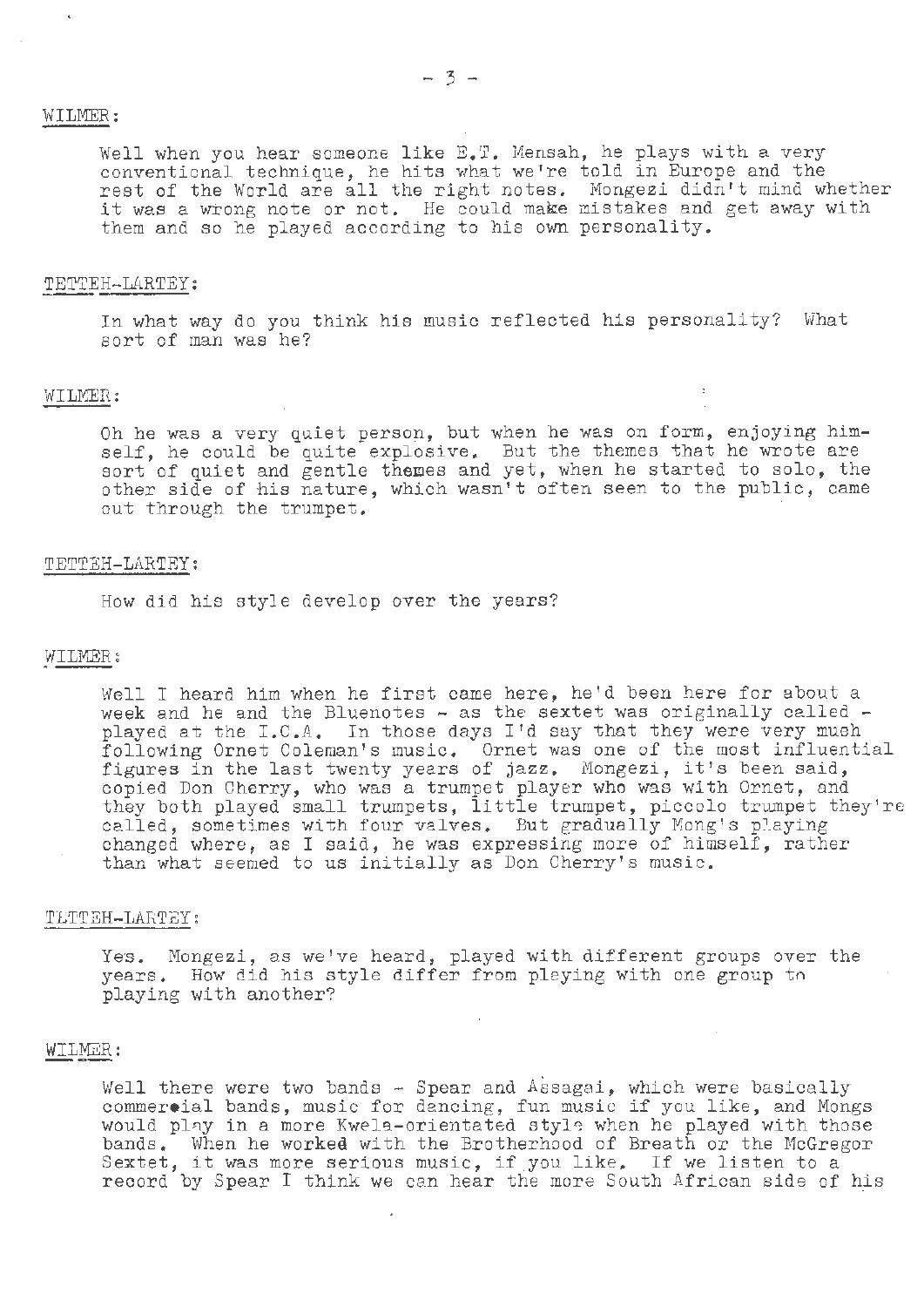WILMER:

Well when you hear someone like E.T. Mensah, he plays with a very conventional technique, he hits what we're told in Europe and the rest of the World are all the right notes. Mongezi didn't mind whether it was a wrong note or not. He could make mistakes and get away with them and so he played according to his own personality.

TETTEH-LARTEY:

In what way do you think his music reflected his personality? What sort of man was he?

WILMER:

Oh he was a very quiet person, but when he was on form, enjoying himself, he could be quite explosive. But the themes that he wrote are sort of quiet and gentle themes and yet, when he started to solo, the other side of his nature, which wasn't often seen to the public, came out through the trumpet.

TETTEH-LARTEY:

How did his style develop over the years?

WILMER:

Well I heard him when he first came here, he'd been here for about a week and he and the Bluenotes - as the sextet was originally called - played at the I.C.A. In those days I'd say that they were very much following Ornet Coleman's music. Ornet was one of the most influential figures in the last twenty years of jazz. Mongezi, it's been said, copied Don Cherry, who was a trumpet player who was with Ornet, and they both played small trumpets, little trumpet, piccolo trumpet they're called, sometimes with four valves. But gradually Mong's playing changed where, as I said, he was expressing more of himself, rather than what seemed to us initially as Don Cherry's music.

TETTEH-LARTEY:

Yes. Mongezi, as we've heard, played with different groups over the years. How did his style differ from playing with one group to playing with another?

WILMER:

Well there were two bands - Spear and Assagai, which were basically commercial bands, music for dancing, fun music if you like, and Mongs would play in a more Kwela-orientated style when he played with those bands. When he worked with the Brotherhood of Breath or the McGregor Sextet, it was more serious music, if you like. If we listen to a record by Spear I think we can hear the more South African side of his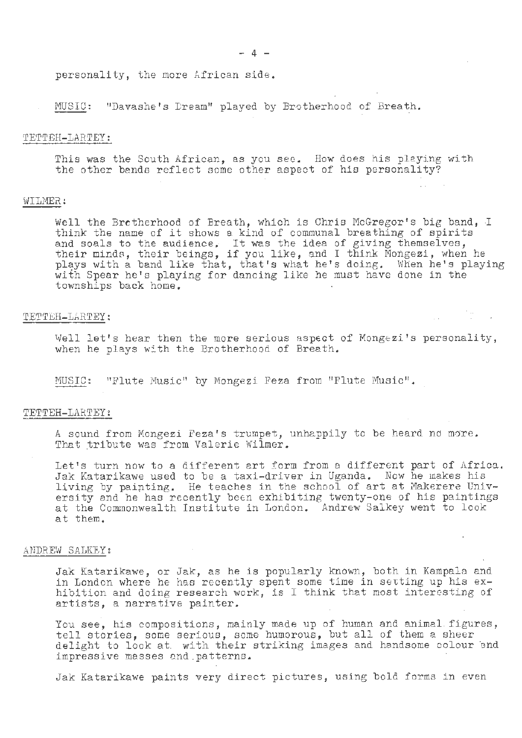personality, the more African side.

MUSIC: "Davashe's Dream" played by Brotherhood of Breath.

TETTEH-LARTEY:

This was the South African, as you see. How does his playing with the other bands reflect some other aspect of his personality?

WILMER:

Well the Brotherhood of Breath, which is Chris McGregor's big band, I think the name of it shows a kind of communal breathing of spirits and soals to the audience. It was the idea of giving themselves, their minds, their beings, if you like, and I think Mongezi, when he plays with a band like that, that's what he's doing. When he's playing with Spear he's playing for dancing like he must have done in the townships back home.

TETTEH-LARTEY:

Well let's hear then the more serious aspect of Mongezi's personality, when he plays with the Brotherhood of Breath.

MUSIC: "Flute Music" by Mongezi Feza from "Flute Music".

TETTEH-LARTEY:

A sound from Mongezi Feza's trumpet, unhappily to be heard no more. That tribute was from Valerie Wilmer.

Let's turn now to a different art form from a different part of Africa. Jak Katarikawe used to be a taxi-driver in Uganda. Now he makes his living by painting. He teaches in the school of art at Makerere University and he has recently been exhibiting twenty-one of his paintings at the Commonwealth Institute in London. Andrew Salkey went to look at them.

ANDREW SALKEY:

Jak Katarikawe, or Jak, as he is popularly known, both in Kampala and in London where he has recently spent some time in setting up his exhibition and doing research work, is I think that most interesting of artists, a narrative painter.

You see, his compositions, mainly made up of human and animal figures, tell stories, some serious, some humorous, but all of them a sheer delight to look at with their striking images and handsome colour and impressive masses and patterns.

Jak Katarikawe paints very direct pictures, using bold forms in even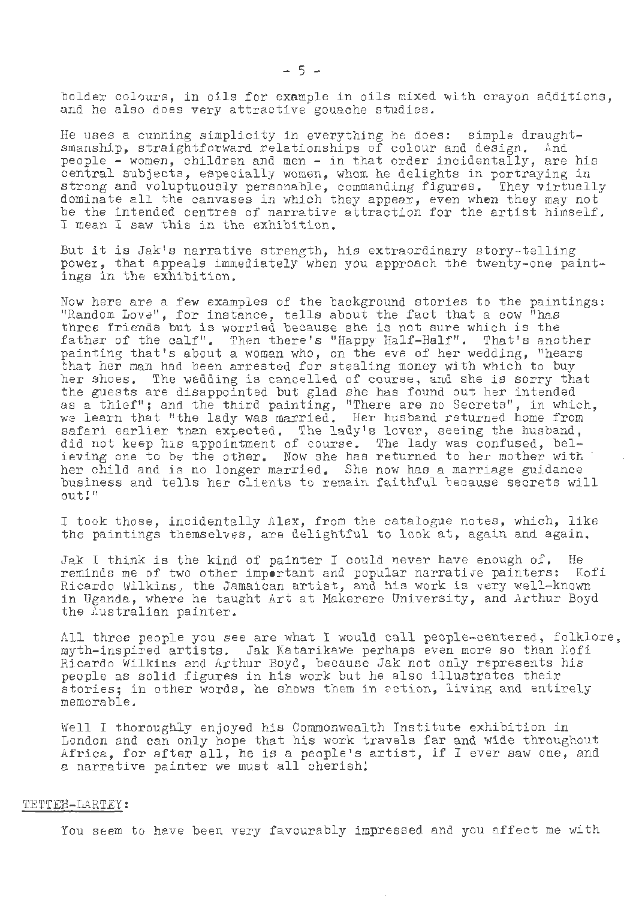bolder colours, in oils for example in oils mixed with crayon additions, and he also does very attractive gouache studies.

He uses a cunning simplicity in everything he does: simple draughtsmanship, straightforward relationships of colour and design. And people - women, children and men - in that order incidentally, are his central subjects, especially women, whom he delights in portraying in strong and voluptuously personable, commanding figures. They virtually dominate all the canvases in which they appear, even when they may not be the intended centres of narrative attraction for the artist himself. I mean I saw this in the exhibition.

But it is Jak's narrative strength, his extraordinary story-telling power, that appeals immediately when you approach the twenty-one paintings in the exhibition.

Now here are a few examples of the background stories to the paintings: "Random Love", for instance, tells about the fact that a cow "has three friends but is worried because she is not sure which is the father of the calf". Then there's "Happy Half-Half". That's another painting that's about a woman who, on the eve of her wedding, "hears that her man had been arrested for stealing money with which to buy her shoes. The wedding is cancelled of course, and she is sorry that the guests are disappointed but glad she has found out her intended as a thief"; and the third painting, "There are no Secrets", in which, we learn that "the lady was married. Her husband returned home from safari earlier than expected. The lady's lover, seeing the husband, did not keep his appointment of course. The lady was confused, believing one to be the other. Now she has returned to her mother with her child and is no longer married. She now has a marriage guidance business and tells her clients to remain faithful because secrets will out!"

I took those, incidentally Alex, from the catalogue notes, which, like the paintings themselves, are delightful to look at, again and again.

Jak I think is the kind of painter I could never have enough of. He reminds me of two other important and popular narrative painters: Kofi Ricardo Wilkins, the Jamaican artist, and his work is very well-known in Uganda, where he taught Art at Makerere University, and Arthur Boyd the Australian painter.

All three people you see are what I would call people-centered, folklore, myth-inspired artists. Jak Katarikawe perhaps even more so than Kofi Ricardo Wilkins and Arthur Boyd, because Jak not only represents his people as solid figures in his work but he also illustrates their stories; in other words, he shows them in action, living and entirely memorable.

Well I thoroughly enjoyed his Commonwealth Institute exhibition in London and can only hope that his work travels far and wide throughout Africa, for after all, he is a people's artist, if I ever saw one, and a narrative painter we must all cherish!

TETTEH-LARTEY:

You seem to have been very favourably impressed and you affect me with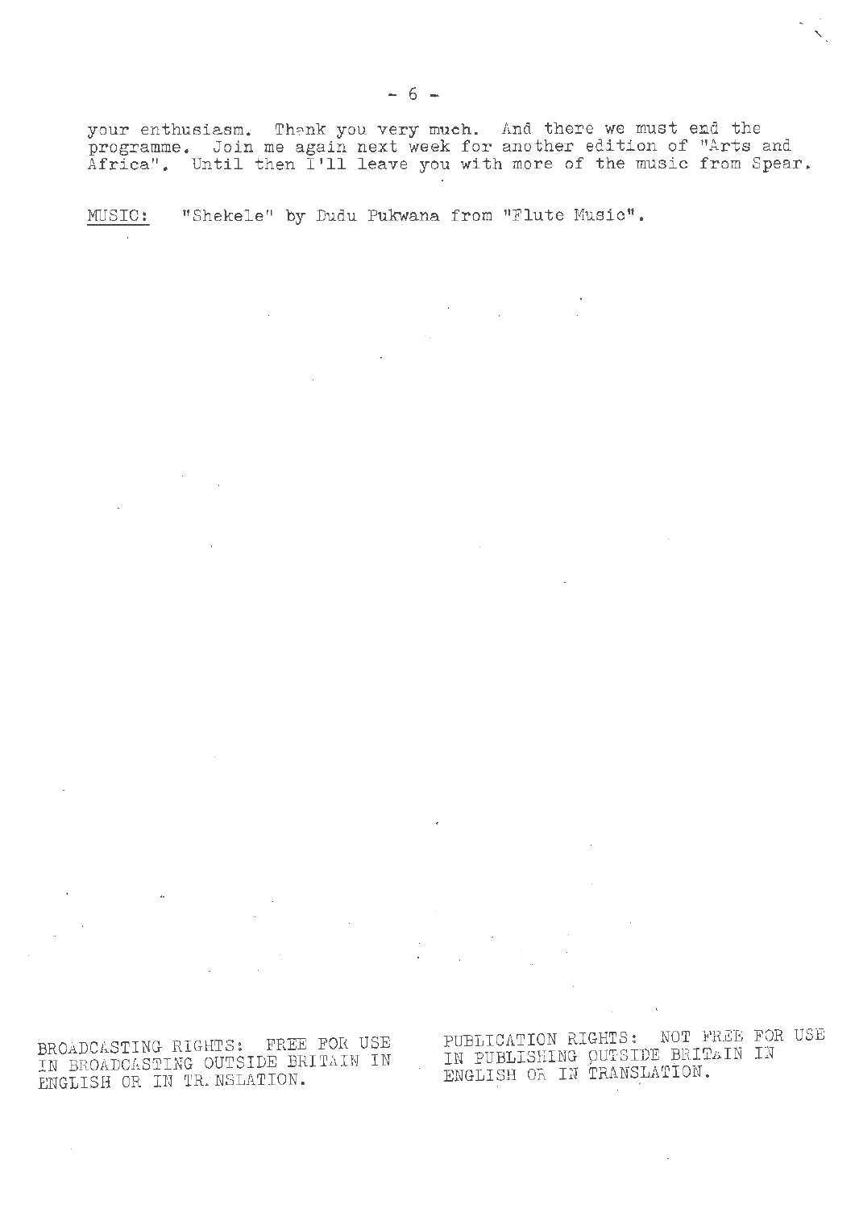your enthusiasm. Thank you very much. And there we must end the programme. Join me again next week for another edition of "Arts and Africa". Until then I'll leave you with more of the music from Spear.

MUSIC: "Shekele" by Dudu Pukwana from "Flute Music".

BROADCASTING RIGHTS: FREE FOR USE IN BROADCASTING OUTSIDE BRITAIN IN ENGLISH OR IN TRANSLATION.

PUBLICATION RIGHTS: NOT FREE FOR USE IN PUBLISHING OUTSIDE BRITAIN IN ENGLISH OR IN TRANSLATION.